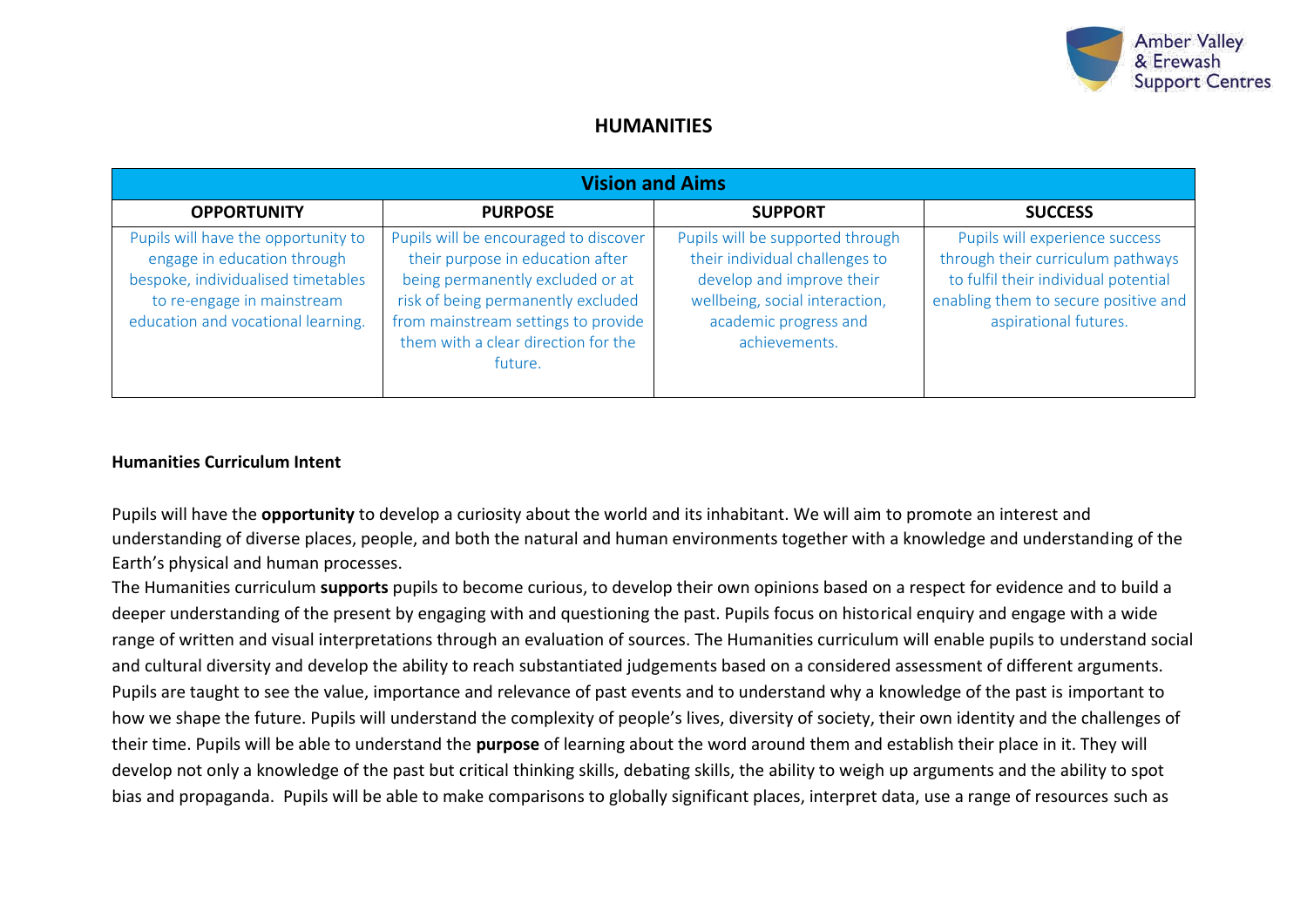# HUMANITIES

| Vision and Aims | | | |
|---|---|---|---|
| **OPPORTUNITY** | **PURPOSE** | **SUPPORT** | **SUCCESS** |
| Pupils will have the opportunity to engage in education through bespoke, individualised timetables to re-engage in mainstream education and vocational learning. | Pupils will be encouraged to discover their purpose in education after being permanently excluded or at risk of being permanently excluded from mainstream settings to provide them with a clear direction for the future. | Pupils will be supported through their individual challenges to develop and improve their wellbeing, social interaction, academic progress and achievements. | Pupils will experience success through their curriculum pathways to fulfil their individual potential enabling them to secure positive and aspirational futures. |

**Humanities Curriculum Intent**

Pupils will have the **opportunity** to develop a curiosity about the world and its inhabitant. We will aim to promote an interest and understanding of diverse places, people, and both the natural and human environments together with a knowledge and understanding of the Earth's physical and human processes.

The Humanities curriculum **supports** pupils to become curious, to develop their own opinions based on a respect for evidence and to build a deeper understanding of the present by engaging with and questioning the past. Pupils focus on historical enquiry and engage with a wide range of written and visual interpretations through an evaluation of sources. The Humanities curriculum will enable pupils to understand social and cultural diversity and develop the ability to reach substantiated judgements based on a considered assessment of different arguments. Pupils are taught to see the value, importance and relevance of past events and to understand why a knowledge of the past is important to how we shape the future. Pupils will understand the complexity of people's lives, diversity of society, their own identity and the challenges of their time. Pupils will be able to understand the **purpose** of learning about the word around them and establish their place in it. They will develop not only a knowledge of the past but critical thinking skills, debating skills, the ability to weigh up arguments and the ability to spot bias and propaganda. Pupils will be able to make comparisons to globally significant places, interpret data, use a range of resources such as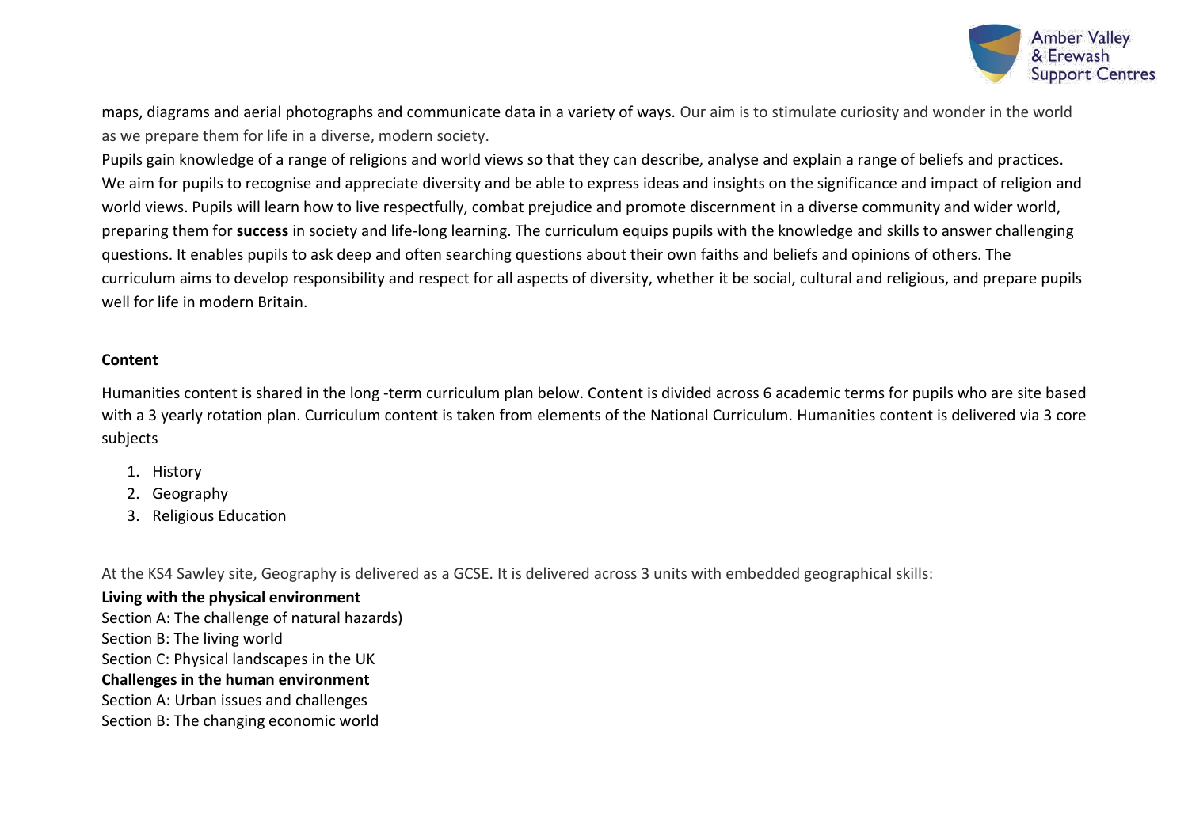maps, diagrams and aerial photographs and communicate data in a variety of ways. Our aim is to stimulate curiosity and wonder in the world as we prepare them for life in a diverse, modern society.

Pupils gain knowledge of a range of religions and world views so that they can describe, analyse and explain a range of beliefs and practices. We aim for pupils to recognise and appreciate diversity and be able to express ideas and insights on the significance and impact of religion and world views. Pupils will learn how to live respectfully, combat prejudice and promote discernment in a diverse community and wider world, preparing them for **success** in society and life-long learning. The curriculum equips pupils with the knowledge and skills to answer challenging questions. It enables pupils to ask deep and often searching questions about their own faiths and beliefs and opinions of others. The curriculum aims to develop responsibility and respect for all aspects of diversity, whether it be social, cultural and religious, and prepare pupils well for life in modern Britain.

**Content**

Humanities content is shared in the long -term curriculum plan below. Content is divided across 6 academic terms for pupils who are site based with a 3 yearly rotation plan. Curriculum content is taken from elements of the National Curriculum. Humanities content is delivered via 3 core subjects

1. History
2. Geography
3. Religious Education

At the KS4 Sawley site, Geography is delivered as a GCSE. It is delivered across 3 units with embedded geographical skills:

**Living with the physical environment**
Section A: The challenge of natural hazards)
Section B: The living world
Section C: Physical landscapes in the UK
**Challenges in the human environment**
Section A: Urban issues and challenges
Section B: The changing economic world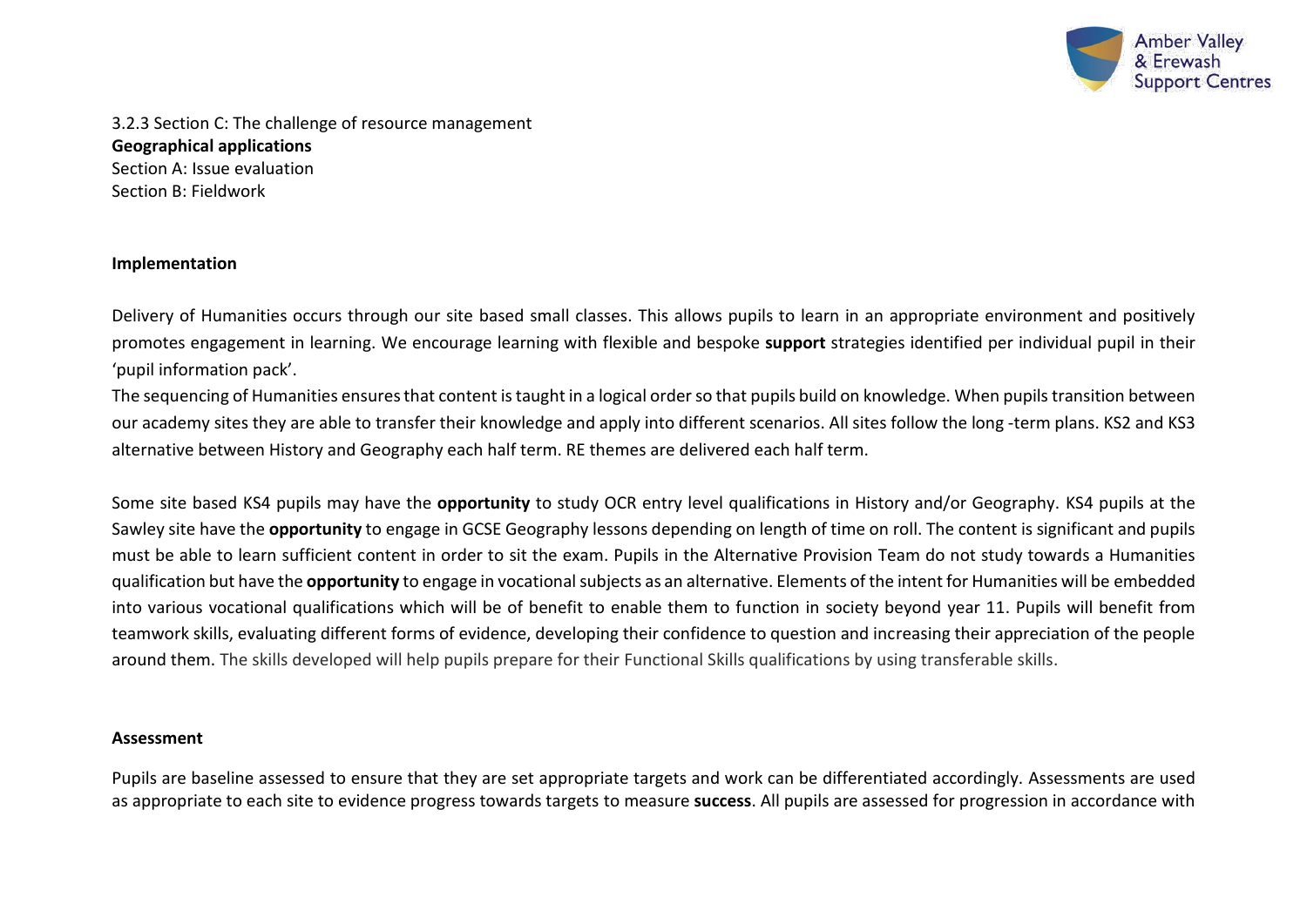3.2.3 Section C: The challenge of resource management

**Geographical applications**

Section A: Issue evaluation

Section B: Fieldwork

**Implementation**

Delivery of Humanities occurs through our site based small classes. This allows pupils to learn in an appropriate environment and positively promotes engagement in learning. We encourage learning with flexible and bespoke **support** strategies identified per individual pupil in their 'pupil information pack'.

The sequencing of Humanities ensures that content is taught in a logical order so that pupils build on knowledge. When pupils transition between our academy sites they are able to transfer their knowledge and apply into different scenarios. All sites follow the long -term plans. KS2 and KS3 alternative between History and Geography each half term. RE themes are delivered each half term.

Some site based KS4 pupils may have the **opportunity** to study OCR entry level qualifications in History and/or Geography. KS4 pupils at the Sawley site have the **opportunity** to engage in GCSE Geography lessons depending on length of time on roll. The content is significant and pupils must be able to learn sufficient content in order to sit the exam. Pupils in the Alternative Provision Team do not study towards a Humanities qualification but have the **opportunity** to engage in vocational subjects as an alternative. Elements of the intent for Humanities will be embedded into various vocational qualifications which will be of benefit to enable them to function in society beyond year 11. Pupils will benefit from teamwork skills, evaluating different forms of evidence, developing their confidence to question and increasing their appreciation of the people around them. The skills developed will help pupils prepare for their Functional Skills qualifications by using transferable skills.

**Assessment**

Pupils are baseline assessed to ensure that they are set appropriate targets and work can be differentiated accordingly. Assessments are used as appropriate to each site to evidence progress towards targets to measure **success**. All pupils are assessed for progression in accordance with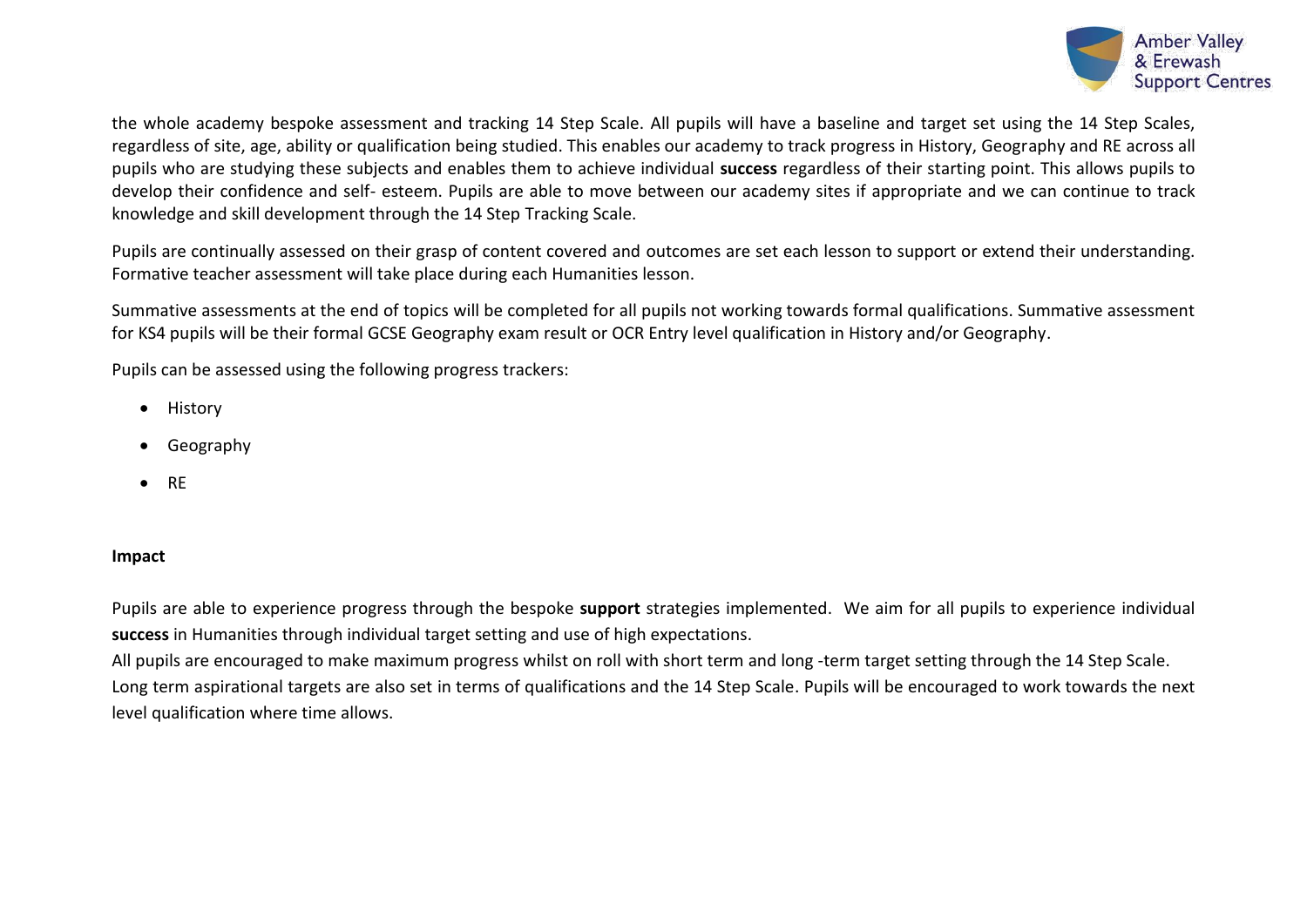the whole academy bespoke assessment and tracking 14 Step Scale. All pupils will have a baseline and target set using the 14 Step Scales, regardless of site, age, ability or qualification being studied. This enables our academy to track progress in History, Geography and RE across all pupils who are studying these subjects and enables them to achieve individual **success** regardless of their starting point. This allows pupils to develop their confidence and self- esteem. Pupils are able to move between our academy sites if appropriate and we can continue to track knowledge and skill development through the 14 Step Tracking Scale.

Pupils are continually assessed on their grasp of content covered and outcomes are set each lesson to support or extend their understanding. Formative teacher assessment will take place during each Humanities lesson.

Summative assessments at the end of topics will be completed for all pupils not working towards formal qualifications. Summative assessment for KS4 pupils will be their formal GCSE Geography exam result or OCR Entry level qualification in History and/or Geography.

Pupils can be assessed using the following progress trackers:

- History
- Geography
- RE

**Impact**

Pupils are able to experience progress through the bespoke **support** strategies implemented. We aim for all pupils to experience individual **success** in Humanities through individual target setting and use of high expectations.

All pupils are encouraged to make maximum progress whilst on roll with short term and long -term target setting through the 14 Step Scale.

Long term aspirational targets are also set in terms of qualifications and the 14 Step Scale. Pupils will be encouraged to work towards the next level qualification where time allows.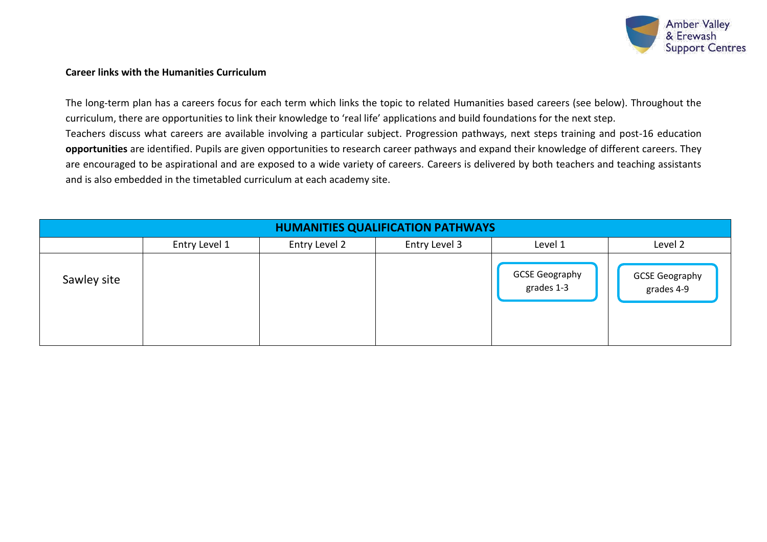**Career links with the Humanities Curriculum**

The long-term plan has a careers focus for each term which links the topic to related Humanities based careers (see below). Throughout the curriculum, there are opportunities to link their knowledge to 'real life' applications and build foundations for the next step.

Teachers discuss what careers are available involving a particular subject. Progression pathways, next steps training and post-16 education **opportunities** are identified. Pupils are given opportunities to research career pathways and expand their knowledge of different careers. They are encouraged to be aspirational and are exposed to a wide variety of careers. Careers is delivered by both teachers and teaching assistants and is also embedded in the timetabled curriculum at each academy site.

| HUMANITIES QUALIFICATION PATHWAYS | | | | | |
|---|---|---|---|---|---|
| | Entry Level 1 | Entry Level 2 | Entry Level 3 | Level 1 | Level 2 |
| Sawley site | | | | GCSE Geography grades 1-3 | GCSE Geography grades 4-9 |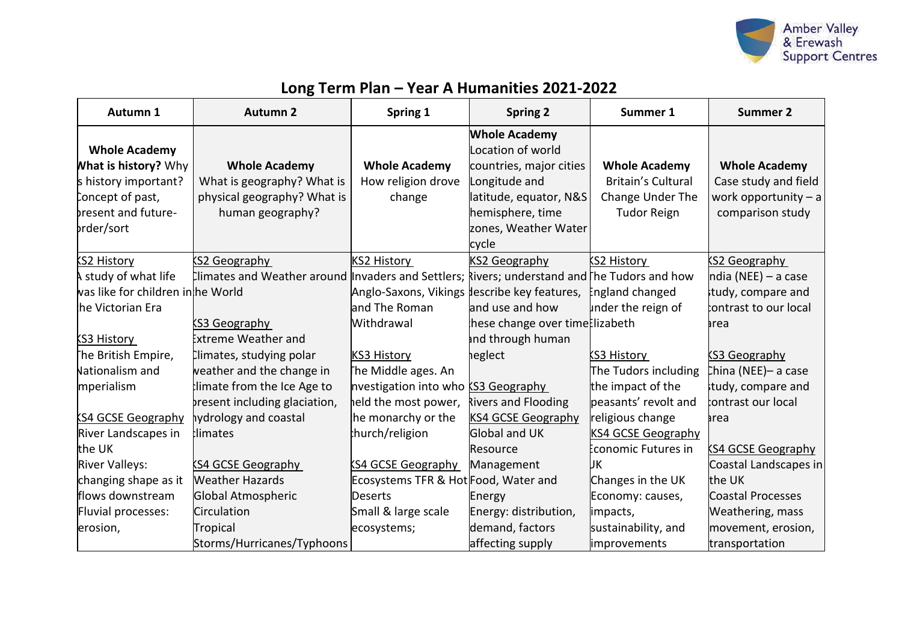## Long Term Plan – Year A Humanities 2021-2022

| Autumn 1 | Autumn 2 | Spring 1 | Spring 2 | Summer 1 | Summer 2 |
|---|---|---|---|---|---|
| **Whole Academy** **What is history?** Why is history important? Concept of past, present and future-order/sort | **Whole Academy** What is geography? What is physical geography? What is human geography? | **Whole Academy** How religion drove change | **Whole Academy** Location of world countries, major cities Longitude and latitude, equator, N&S hemisphere, time zones, Weather Water cycle | **Whole Academy** Britain's Cultural Change Under The Tudor Reign | **Whole Academy** Case study and field work opportunity – a comparison study |
| KS2 History<br>A study of what life was like for children in the Victorian Era<br><br>KS3 History<br>The British Empire, Nationalism and Imperialism<br><br>KS4 GCSE Geography<br>River Landscapes in the UK<br>River Valleys: changing shape as it flows downstream<br>Fluvial processes: erosion, | KS2 Geography<br>Climates and Weather around the World<br><br>KS3 Geography<br>Extreme Weather and Climates, studying polar weather and the change in climate from the Ice Age to present including glaciation, hydrology and coastal climates<br><br>KS4 GCSE Geography<br>Weather Hazards<br>Global Atmospheric Circulation<br>Tropical Storms/Hurricanes/Typhoons | KS2 History<br>Invaders and Settlers; Anglo-Saxons, Vikings and The Roman Withdrawal<br><br>KS3 History<br>The Middle ages. An investigation into who held the most power, the monarchy or the church/religion<br><br>KS4 GCSE Geography<br>Ecosystems TFR & Hot Deserts<br>Small & large scale ecosystems; | KS2 Geography<br>Rivers; understand and describe key features, and use and how these change over time and through human neglect<br><br>KS3 Geography<br>Rivers and Flooding<br>KS4 GCSE Geography<br>Global and UK Resource Management<br>Food, Water and Energy<br>Energy: distribution, demand, factors affecting supply | KS2 History<br>The Tudors and how England changed under the reign of Elizabeth<br><br>KS3 History<br>The Tudors including the impact of the peasants' revolt and religious change<br>KS4 GCSE Geography<br>Economic Futures in UK<br>Changes in the UK Economy: causes, impacts, sustainability, and improvements | KS2 Geography<br>India (NEE) – a case study, compare and contrast to our local area<br><br>KS3 Geography<br>China (NEE)– a case study, compare and contrast our local area<br><br>KS4 GCSE Geography<br>Coastal Landscapes in the UK<br>Coastal Processes<br>Weathering, mass movement, erosion, transportation |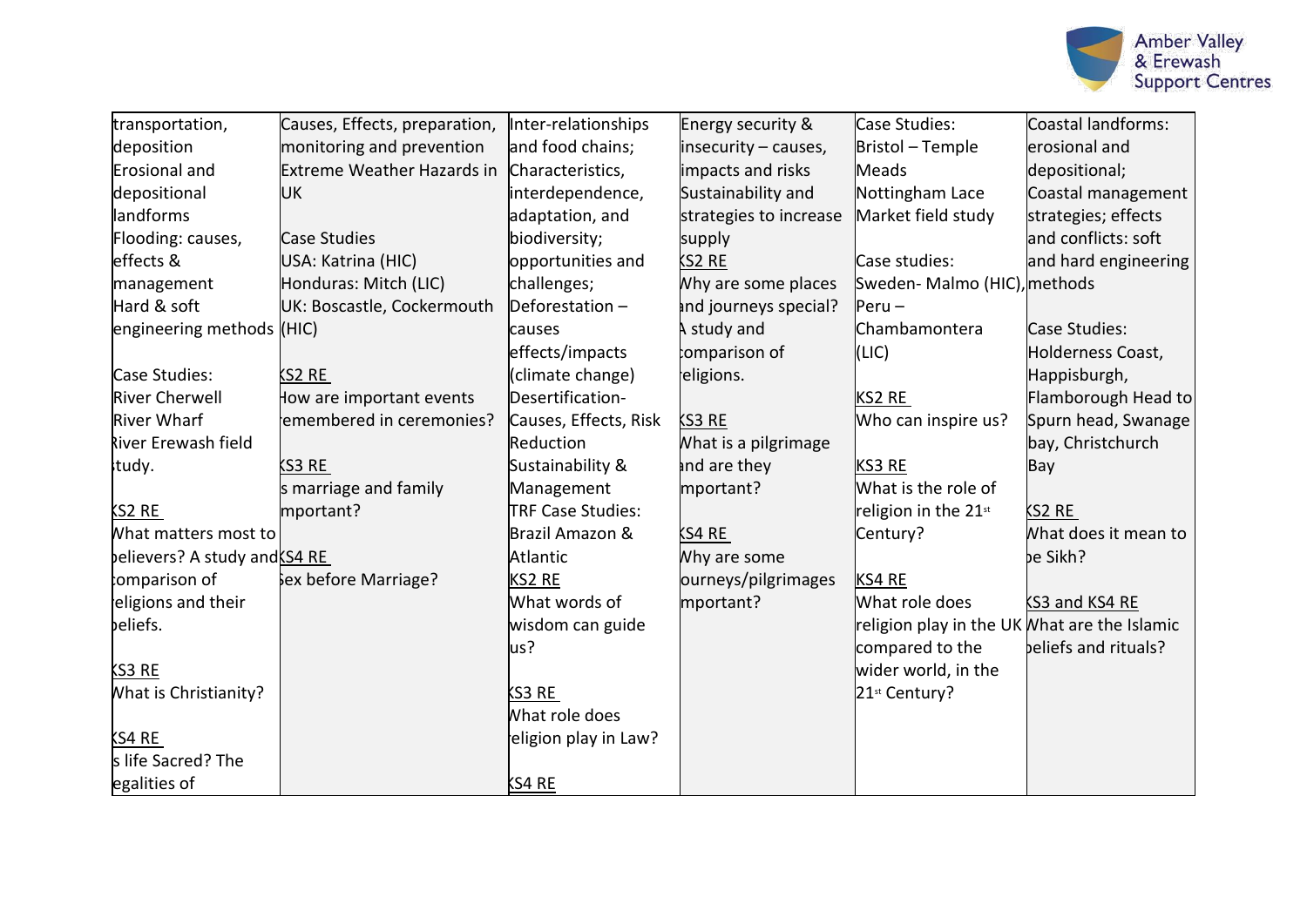| | | | | | |
|---|---|---|---|---|---|
| transportation, deposition<br>Erosional and depositional landforms<br>Flooding: causes, effects & management<br>Hard & soft engineering methods<br><br>Case Studies:<br>River Cherwell<br>River Wharf<br>River Erewash field study.<br><br>KS2 RE<br>What matters most to believers? A study and comparison of religions and their beliefs.<br><br>KS3 RE<br>What is Christianity?<br><br>KS4 RE<br>Is life Sacred? The legalities of | Causes, Effects, preparation, monitoring and prevention<br>Extreme Weather Hazards in UK<br><br>Case Studies<br>USA: Katrina (HIC)<br>Honduras: Mitch (LIC)<br>UK: Boscastle, Cockermouth (HIC)<br><br>KS2 RE<br>How are important events remembered in ceremonies?<br><br>KS3 RE<br>Is marriage and family important?<br><br>KS4 RE<br>Sex before Marriage? | Inter-relationships and food chains;<br>Characteristics, interdependence, adaptation, and biodiversity;<br>opportunities and challenges;<br>Deforestation – causes effects/impacts (climate change)<br>Desertification- Causes, Effects, Risk Reduction<br>Sustainability & Management<br>TRF Case Studies: Brazil Amazon & Atlantic<br>KS2 RE<br>What words of wisdom can guide us?<br><br>KS3 RE<br>What role does religion play in Law?<br><br>KS4 RE | Energy security & insecurity – causes, impacts and risks<br>Sustainability and strategies to increase supply<br>KS2 RE<br>Why are some places and journeys special? A study and comparison of religions.<br><br>KS3 RE<br>What is a pilgrimage and are they important?<br><br>KS4 RE<br>Why are some journeys/pilgrimages important? | Case Studies:<br>Bristol – Temple Meads<br>Nottingham Lace Market field study<br><br>Case studies:<br>Sweden- Malmo (HIC), Peru – Chambamontera (LIC)<br><br>KS2 RE<br>Who can inspire us?<br><br>KS3 RE<br>What is the role of religion in the 21st Century?<br><br>KS4 RE<br>What role does religion play in the UK compared to the wider world, in the 21st Century? | Coastal landforms: erosional and depositional;<br>Coastal management strategies; effects and conflicts: soft and hard engineering methods<br><br>Case Studies:<br>Holderness Coast, Happisburgh, Flamborough Head to Spurn head, Swanage bay, Christchurch Bay<br><br>KS2 RE<br>What does it mean to be Sikh?<br><br>KS3 and KS4 RE<br>What are the Islamic beliefs and rituals? |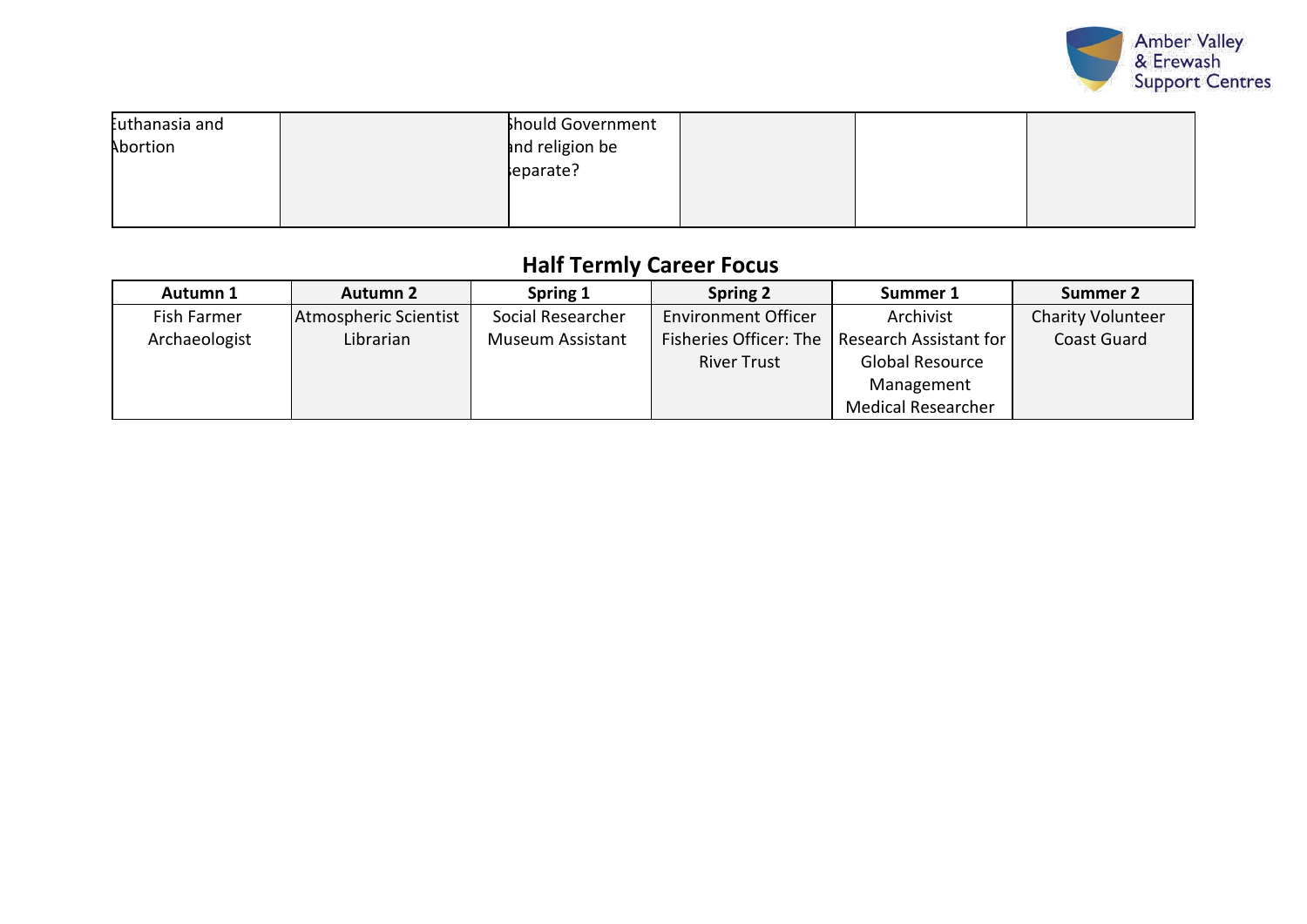| | | | | | |
|---|---|---|---|---|---|
| Euthanasia and Abortion | | Should Government and religion be separate? | | | |

## Half Termly Career Focus

| Autumn 1 | Autumn 2 | Spring 1 | Spring 2 | Summer 1 | Summer 2 |
|---|---|---|---|---|---|
| Fish Farmer<br>Archaeologist | Atmospheric Scientist<br>Librarian | Social Researcher<br>Museum Assistant | Environment Officer<br>Fisheries Officer: The River Trust | Archivist<br>Research Assistant for Global Resource Management<br>Medical Researcher | Charity Volunteer<br>Coast Guard |